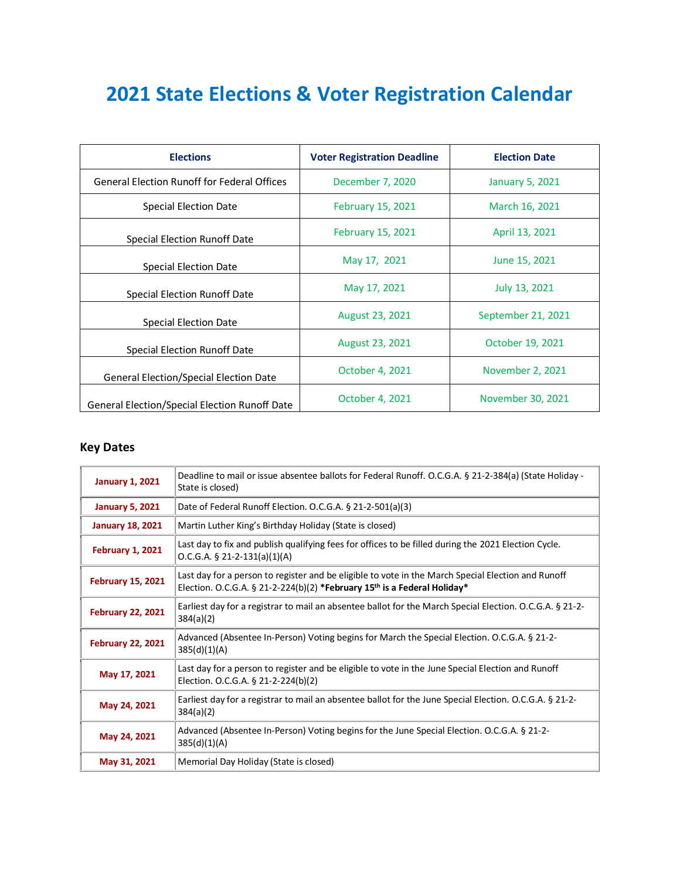# 2021 State Elections & Voter Registration Calendar

| Elections | Voter Registration Deadline | Election Date |
|---|---|---|
| General Election Runoff for Federal Offices | December 7, 2020 | January 5, 2021 |
| Special Election Date | February 15, 2021 | March 16, 2021 |
| Special Election Runoff Date | February 15, 2021 | April 13, 2021 |
| Special Election Date | May 17, 2021 | June 15, 2021 |
| Special Election Runoff Date | May 17, 2021 | July 13, 2021 |
| Special Election Date | August 23, 2021 | September 21, 2021 |
| Special Election Runoff Date | August 23, 2021 | October 19, 2021 |
| General Election/Special Election Date | October 4, 2021 | November 2, 2021 |
| General Election/Special Election Runoff Date | October 4, 2021 | November 30, 2021 |

## Key Dates

| Date | Description |
|---|---|
| **January 1, 2021** | Deadline to mail or issue absentee ballots for Federal Runoff. O.C.G.A. § 21-2-384(a) (State Holiday - State is closed) |
| **January 5, 2021** | Date of Federal Runoff Election. O.C.G.A. § 21-2-501(a)(3) |
| **January 18, 2021** | Martin Luther King's Birthday Holiday (State is closed) |
| **February 1, 2021** | Last day to fix and publish qualifying fees for offices to be filled during the 2021 Election Cycle. O.C.G.A. § 21-2-131(a)(1)(A) |
| **February 15, 2021** | Last day for a person to register and be eligible to vote in the March Special Election and Runoff Election. O.C.G.A. § 21-2-224(b)(2) ***February 15th is a Federal Holiday*** |
| **February 22, 2021** | Earliest day for a registrar to mail an absentee ballot for the March Special Election. O.C.G.A. § 21-2-384(a)(2) |
| **February 22, 2021** | Advanced (Absentee In-Person) Voting begins for March the Special Election. O.C.G.A. § 21-2-385(d)(1)(A) |
| **May 17, 2021** | Last day for a person to register and be eligible to vote in the June Special Election and Runoff Election. O.C.G.A. § 21-2-224(b)(2) |
| **May 24, 2021** | Earliest day for a registrar to mail an absentee ballot for the June Special Election. O.C.G.A. § 21-2-384(a)(2) |
| **May 24, 2021** | Advanced (Absentee In-Person) Voting begins for the June Special Election. O.C.G.A. § 21-2-385(d)(1)(A) |
| **May 31, 2021** | Memorial Day Holiday (State is closed) |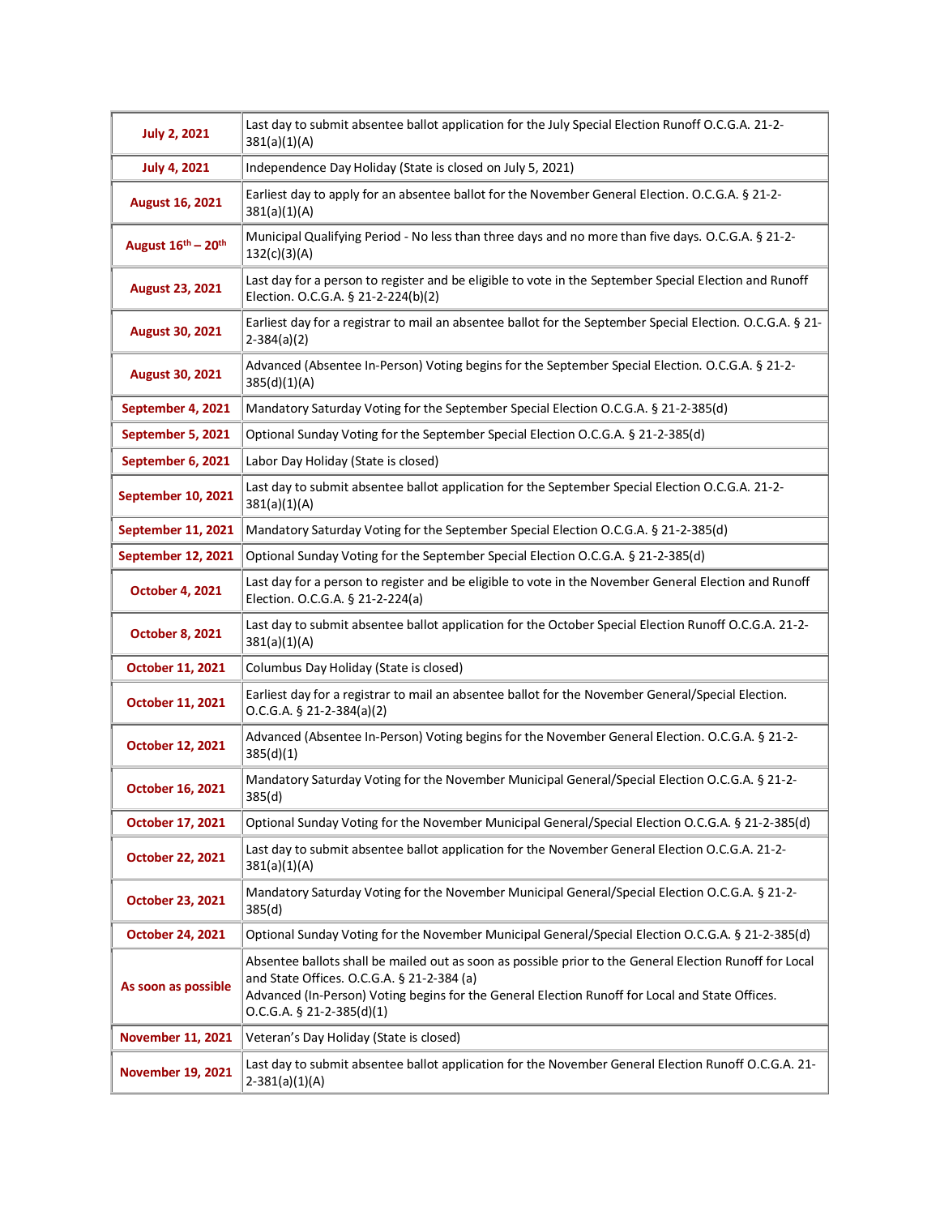| | |
|---|---|
| **July 2, 2021** | Last day to submit absentee ballot application for the July Special Election Runoff O.C.G.A. 21-2-381(a)(1)(A) |
| **July 4, 2021** | Independence Day Holiday (State is closed on July 5, 2021) |
| **August 16, 2021** | Earliest day to apply for an absentee ballot for the November General Election. O.C.G.A. § 21-2-381(a)(1)(A) |
| **August 16th – 20th** | Municipal Qualifying Period - No less than three days and no more than five days. O.C.G.A. § 21-2-132(c)(3)(A) |
| **August 23, 2021** | Last day for a person to register and be eligible to vote in the September Special Election and Runoff Election. O.C.G.A. § 21-2-224(b)(2) |
| **August 30, 2021** | Earliest day for a registrar to mail an absentee ballot for the September Special Election. O.C.G.A. § 21-2-384(a)(2) |
| **August 30, 2021** | Advanced (Absentee In-Person) Voting begins for the September Special Election. O.C.G.A. § 21-2-385(d)(1)(A) |
| **September 4, 2021** | Mandatory Saturday Voting for the September Special Election O.C.G.A. § 21-2-385(d) |
| **September 5, 2021** | Optional Sunday Voting for the September Special Election O.C.G.A. § 21-2-385(d) |
| **September 6, 2021** | Labor Day Holiday (State is closed) |
| **September 10, 2021** | Last day to submit absentee ballot application for the September Special Election O.C.G.A. 21-2-381(a)(1)(A) |
| **September 11, 2021** | Mandatory Saturday Voting for the September Special Election O.C.G.A. § 21-2-385(d) |
| **September 12, 2021** | Optional Sunday Voting for the September Special Election O.C.G.A. § 21-2-385(d) |
| **October 4, 2021** | Last day for a person to register and be eligible to vote in the November General Election and Runoff Election. O.C.G.A. § 21-2-224(a) |
| **October 8, 2021** | Last day to submit absentee ballot application for the October Special Election Runoff O.C.G.A. 21-2-381(a)(1)(A) |
| **October 11, 2021** | Columbus Day Holiday (State is closed) |
| **October 11, 2021** | Earliest day for a registrar to mail an absentee ballot for the November General/Special Election. O.C.G.A. § 21-2-384(a)(2) |
| **October 12, 2021** | Advanced (Absentee In-Person) Voting begins for the November General Election. O.C.G.A. § 21-2-385(d)(1) |
| **October 16, 2021** | Mandatory Saturday Voting for the November Municipal General/Special Election O.C.G.A. § 21-2-385(d) |
| **October 17, 2021** | Optional Sunday Voting for the November Municipal General/Special Election O.C.G.A. § 21-2-385(d) |
| **October 22, 2021** | Last day to submit absentee ballot application for the November General Election O.C.G.A. 21-2-381(a)(1)(A) |
| **October 23, 2021** | Mandatory Saturday Voting for the November Municipal General/Special Election O.C.G.A. § 21-2-385(d) |
| **October 24, 2021** | Optional Sunday Voting for the November Municipal General/Special Election O.C.G.A. § 21-2-385(d) |
| **As soon as possible** | Absentee ballots shall be mailed out as soon as possible prior to the General Election Runoff for Local and State Offices. O.C.G.A. § 21-2-384 (a)<br>Advanced (In-Person) Voting begins for the General Election Runoff for Local and State Offices. O.C.G.A. § 21-2-385(d)(1) |
| **November 11, 2021** | Veteran's Day Holiday (State is closed) |
| **November 19, 2021** | Last day to submit absentee ballot application for the November General Election Runoff O.C.G.A. 21-2-381(a)(1)(A) |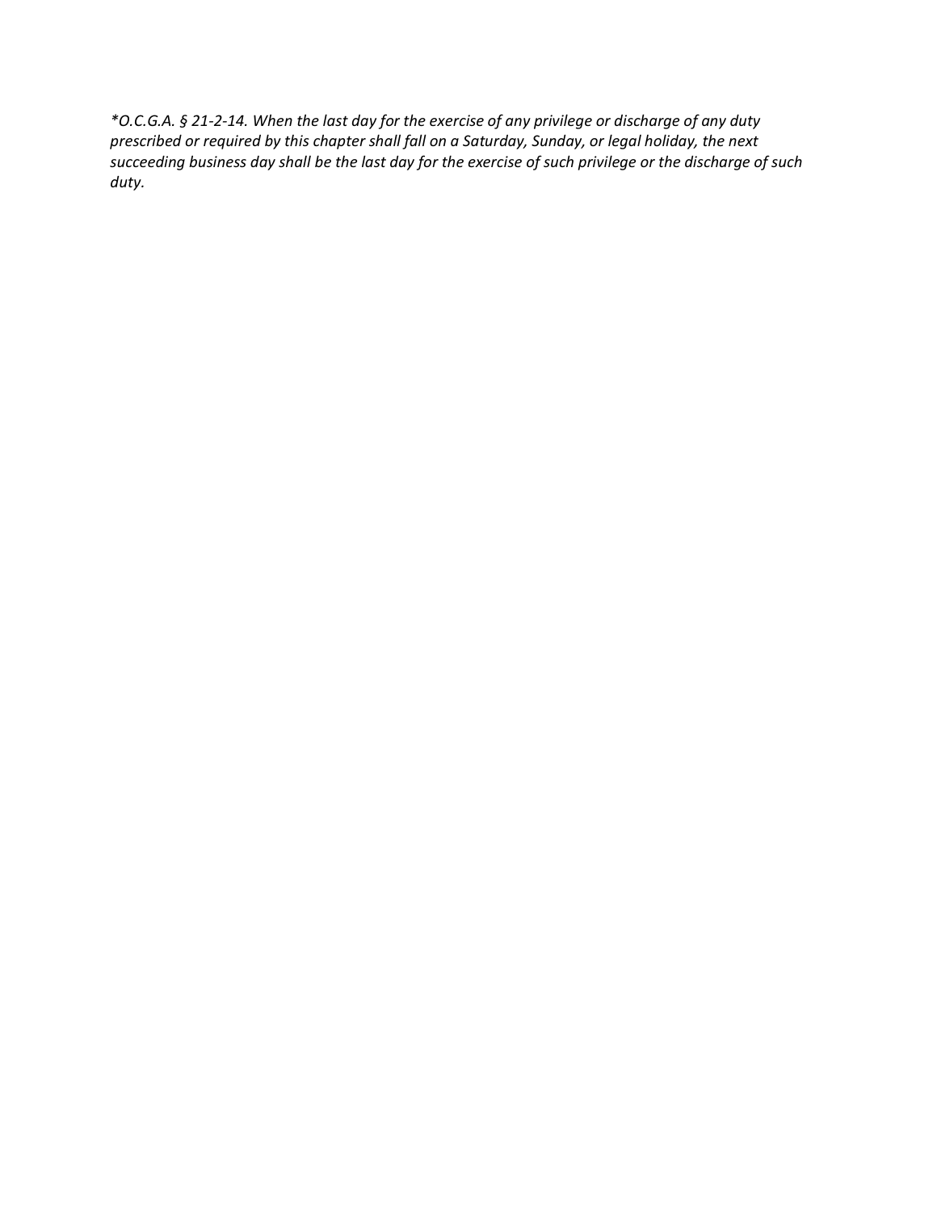*\*O.C.G.A. § 21-2-14. When the last day for the exercise of any privilege or discharge of any duty prescribed or required by this chapter shall fall on a Saturday, Sunday, or legal holiday, the next succeeding business day shall be the last day for the exercise of such privilege or the discharge of such duty.*